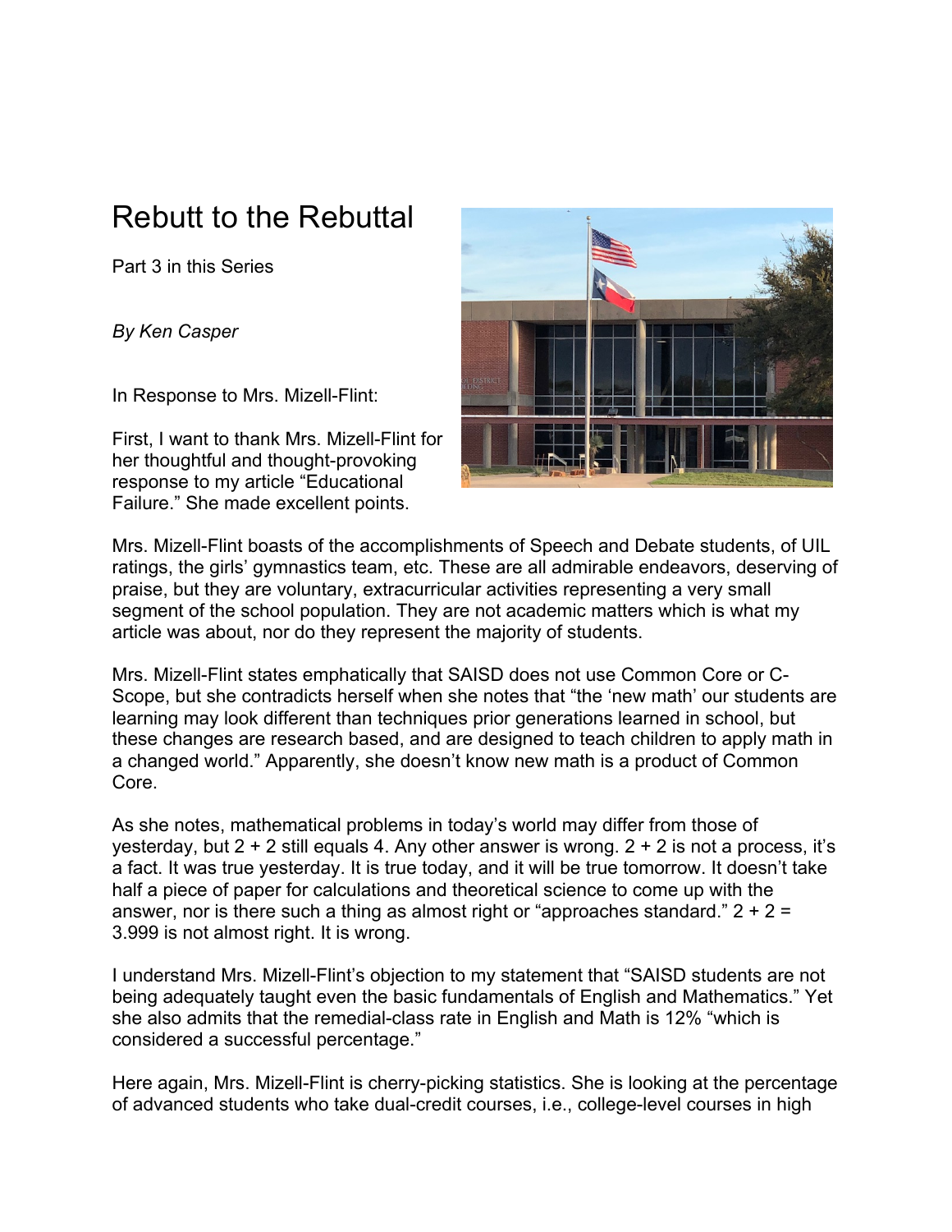# Rebutt to the Rebuttal

Part 3 in this Series

*By Ken Casper*

In Response to Mrs. Mizell-Flint:

First, I want to thank Mrs. Mizell-Flint for her thoughtful and thought-provoking response to my article "Educational Failure." She made excellent points.

Mrs. Mizell-Flint boasts of the accomplishments of Speech and Debate students, of UIL ratings, the girls' gymnastics team, etc. These are all admirable endeavors, deserving of praise, but they are voluntary, extracurricular activities representing a very small segment of the school population. They are not academic matters which is what my article was about, nor do they represent the majority of students.

Mrs. Mizell-Flint states emphatically that SAISD does not use Common Core or C-Scope, but she contradicts herself when she notes that "the 'new math' our students are learning may look different than techniques prior generations learned in school, but these changes are research based, and are designed to teach children to apply math in a changed world." Apparently, she doesn't know new math is a product of Common Core.

As she notes, mathematical problems in today's world may differ from those of yesterday, but 2 + 2 still equals 4. Any other answer is wrong. 2 + 2 is not a process, it's a fact. It was true yesterday. It is true today, and it will be true tomorrow. It doesn't take half a piece of paper for calculations and theoretical science to come up with the answer, nor is there such a thing as almost right or "approaches standard." 2 + 2 = 3.999 is not almost right. It is wrong.

I understand Mrs. Mizell-Flint's objection to my statement that "SAISD students are not being adequately taught even the basic fundamentals of English and Mathematics." Yet she also admits that the remedial-class rate in English and Math is 12% "which is considered a successful percentage."

Here again, Mrs. Mizell-Flint is cherry-picking statistics. She is looking at the percentage of advanced students who take dual-credit courses, i.e., college-level courses in high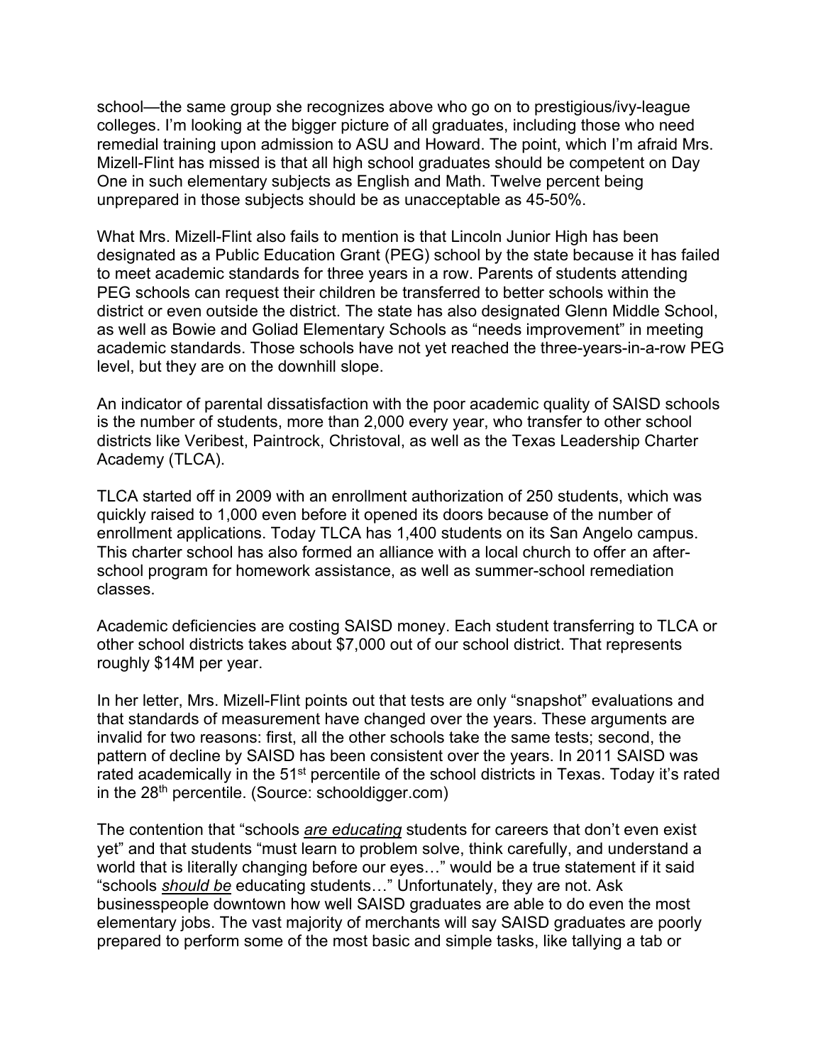school—the same group she recognizes above who go on to prestigious/ivy-league colleges. I'm looking at the bigger picture of all graduates, including those who need remedial training upon admission to ASU and Howard. The point, which I'm afraid Mrs. Mizell-Flint has missed is that all high school graduates should be competent on Day One in such elementary subjects as English and Math. Twelve percent being unprepared in those subjects should be as unacceptable as 45-50%.

What Mrs. Mizell-Flint also fails to mention is that Lincoln Junior High has been designated as a Public Education Grant (PEG) school by the state because it has failed to meet academic standards for three years in a row. Parents of students attending PEG schools can request their children be transferred to better schools within the district or even outside the district. The state has also designated Glenn Middle School, as well as Bowie and Goliad Elementary Schools as "needs improvement" in meeting academic standards. Those schools have not yet reached the three-years-in-a-row PEG level, but they are on the downhill slope.

An indicator of parental dissatisfaction with the poor academic quality of SAISD schools is the number of students, more than 2,000 every year, who transfer to other school districts like Veribest, Paintrock, Christoval, as well as the Texas Leadership Charter Academy (TLCA).

TLCA started off in 2009 with an enrollment authorization of 250 students, which was quickly raised to 1,000 even before it opened its doors because of the number of enrollment applications. Today TLCA has 1,400 students on its San Angelo campus. This charter school has also formed an alliance with a local church to offer an after-school program for homework assistance, as well as summer-school remediation classes.

Academic deficiencies are costing SAISD money. Each student transferring to TLCA or other school districts takes about $7,000 out of our school district. That represents roughly $14M per year.

In her letter, Mrs. Mizell-Flint points out that tests are only "snapshot" evaluations and that standards of measurement have changed over the years. These arguments are invalid for two reasons: first, all the other schools take the same tests; second, the pattern of decline by SAISD has been consistent over the years. In 2011 SAISD was rated academically in the 51st percentile of the school districts in Texas. Today it's rated in the 28th percentile. (Source: schooldigger.com)

The contention that "schools ***are educating*** students for careers that don't even exist yet" and that students "must learn to problem solve, think carefully, and understand a world that is literally changing before our eyes…" would be a true statement if it said "schools ***should be*** educating students…" Unfortunately, they are not. Ask businesspeople downtown how well SAISD graduates are able to do even the most elementary jobs. The vast majority of merchants will say SAISD graduates are poorly prepared to perform some of the most basic and simple tasks, like tallying a tab or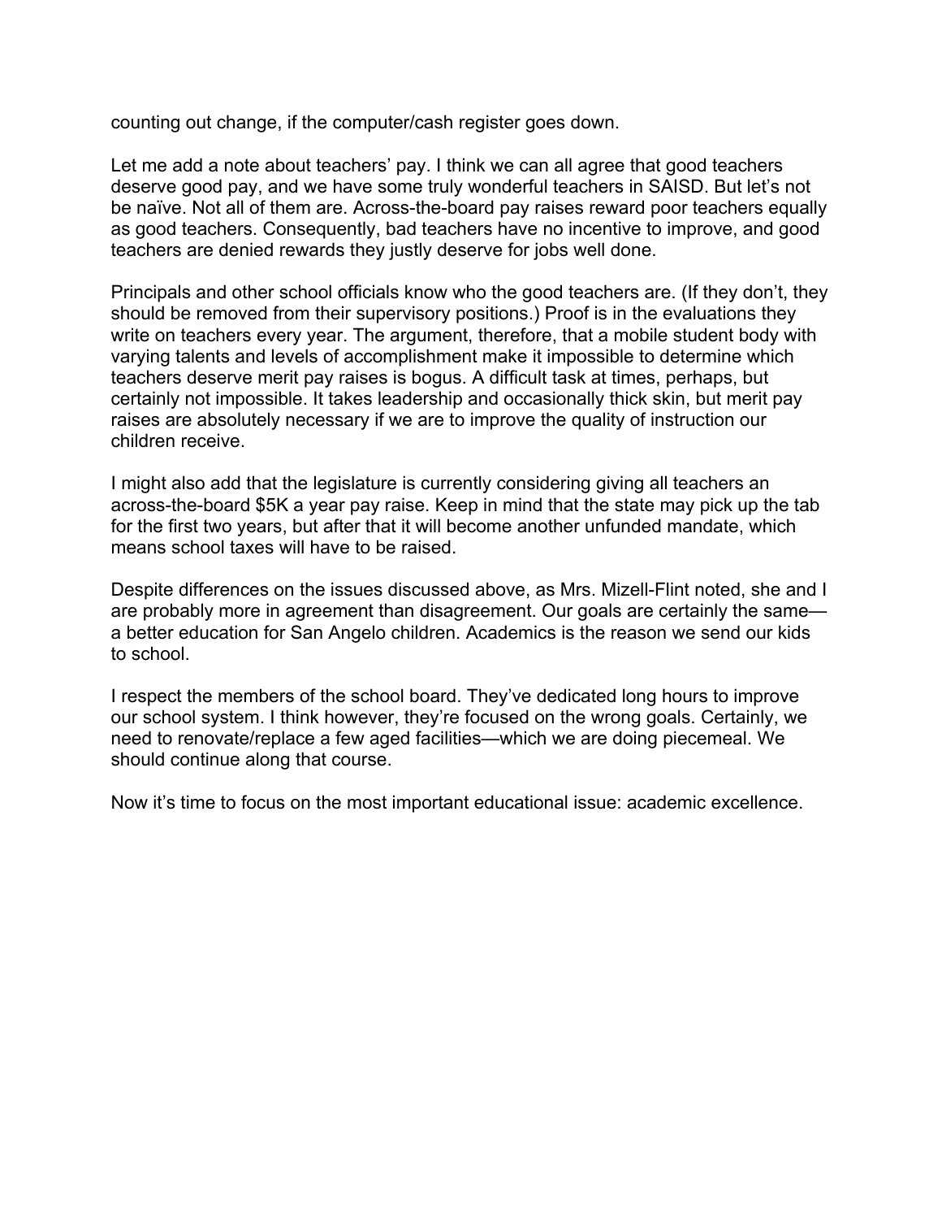counting out change, if the computer/cash register goes down.

Let me add a note about teachers' pay. I think we can all agree that good teachers deserve good pay, and we have some truly wonderful teachers in SAISD. But let's not be naïve. Not all of them are. Across-the-board pay raises reward poor teachers equally as good teachers. Consequently, bad teachers have no incentive to improve, and good teachers are denied rewards they justly deserve for jobs well done.

Principals and other school officials know who the good teachers are. (If they don't, they should be removed from their supervisory positions.) Proof is in the evaluations they write on teachers every year. The argument, therefore, that a mobile student body with varying talents and levels of accomplishment make it impossible to determine which teachers deserve merit pay raises is bogus. A difficult task at times, perhaps, but certainly not impossible. It takes leadership and occasionally thick skin, but merit pay raises are absolutely necessary if we are to improve the quality of instruction our children receive.

I might also add that the legislature is currently considering giving all teachers an across-the-board $5K a year pay raise. Keep in mind that the state may pick up the tab for the first two years, but after that it will become another unfunded mandate, which means school taxes will have to be raised.

Despite differences on the issues discussed above, as Mrs. Mizell-Flint noted, she and I are probably more in agreement than disagreement. Our goals are certainly the same—a better education for San Angelo children. Academics is the reason we send our kids to school.

I respect the members of the school board. They've dedicated long hours to improve our school system. I think however, they're focused on the wrong goals. Certainly, we need to renovate/replace a few aged facilities—which we are doing piecemeal. We should continue along that course.

Now it's time to focus on the most important educational issue: academic excellence.